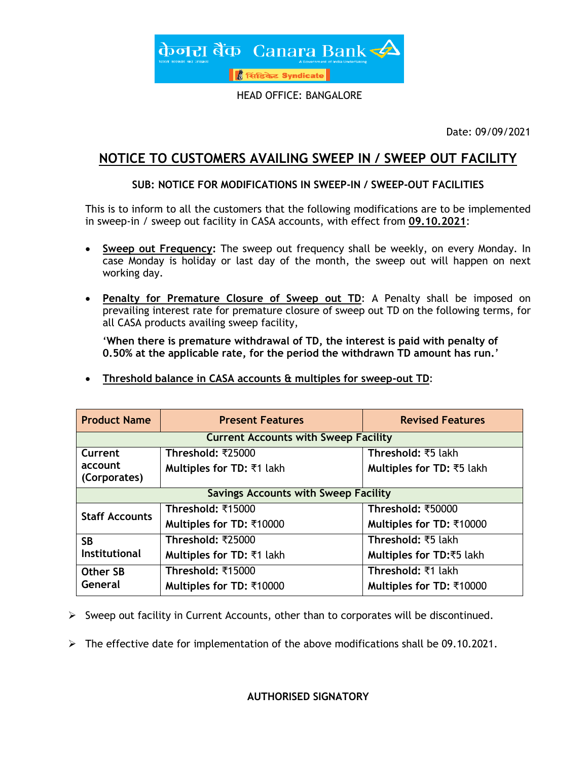केनरा बैंक Canara Bank

सिंडिकेट Syndicate

HEAD OFFICE: BANGALORE

Date: 09/09/2021

# NOTICE TO CUSTOMERS AVAILING SWEEP IN / SWEEP OUT FACILITY

**SUB: NOTICE FOR MODIFICATIONS IN SWEEP-IN / SWEEP-OUT FACILITIES**

This is to inform to all the customers that the following modifications are to be implemented in sweep-in / sweep out facility in CASA accounts, with effect from **09.10.2021**:

- **Sweep out Frequency:** The sweep out frequency shall be weekly, on every Monday. In case Monday is holiday or last day of the month, the sweep out will happen on next working day.

- **Penalty for Premature Closure of Sweep out TD**: A Penalty shall be imposed on prevailing interest rate for premature closure of sweep out TD on the following terms, for all CASA products availing sweep facility,

  **'When there is premature withdrawal of TD, the interest is paid with penalty of 0.50% at the applicable rate, for the period the withdrawn TD amount has run.'**

- **Threshold balance in CASA accounts & multiples for sweep-out TD**:

| Product Name | Present Features | Revised Features |
|---|---|---|
| **Current Accounts with Sweep Facility** | | |
| Current account (Corporates) | **Threshold:** ₹25000<br>**Multiples for TD:** ₹1 lakh | **Threshold:** ₹5 lakh<br>**Multiples for TD:** ₹5 lakh |
| **Savings Accounts with Sweep Facility** | | |
| Staff Accounts | **Threshold:** ₹15000<br>**Multiples for TD:** ₹10000 | **Threshold:** ₹50000<br>**Multiples for TD:** ₹10000 |
| SB Institutional | **Threshold:** ₹25000<br>**Multiples for TD:** ₹1 lakh | **Threshold:** ₹5 lakh<br>**Multiples for TD:**₹5 lakh |
| Other SB General | **Threshold:** ₹15000<br>**Multiples for TD:** ₹10000 | **Threshold:** ₹1 lakh<br>**Multiples for TD:** ₹10000 |

- Sweep out facility in Current Accounts, other than to corporates will be discontinued.
- The effective date for implementation of the above modifications shall be 09.10.2021.

**AUTHORISED SIGNATORY**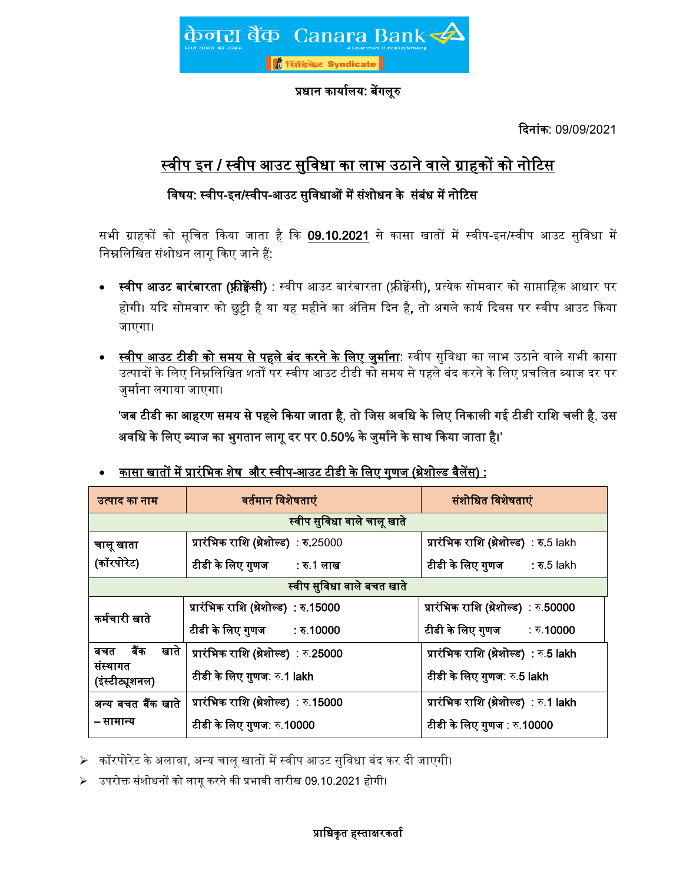केनरा बैंक Canara Bank

सिंडिकेट Syndicate

**प्रधान कार्यालय: बेंगलूरु**

**दिनांक**: 09/09/2021

## स्वीप इन / स्वीप आउट सुविधा का लाभ उठाने वाले ग्राहकों को नोटिस

### विषय: स्वीप-इन/स्वीप-आउट सुविधाओं में संशोधन के संबंध में नोटिस

सभी ग्राहकों को सूचित किया जाता है कि **09.10.2021** से कासा खातों में स्वीप-इन/स्वीप आउट सुविधा में निम्नलिखित संशोधन लागू किए जाने हैं:

- **स्वीप आउट बारंबारता (फ़्रीक्वेंसी)** : स्वीप आउट बारंबारता (फ़्रीक्वेंसी), प्रत्येक सोमवार को साप्ताहिक आधार पर होगी। यदि सोमवार को छुट्टी है या यह महीने का अंतिम दिन है, तो अगले कार्य दिवस पर स्वीप आउट किया जाएगा।

- **स्वीप आउट टीडी को समय से पहले बंद करने के लिए जुर्माना**: स्वीप सुविधा का लाभ उठाने वाले सभी कासा उत्पादों के लिए निम्नलिखित शर्तों पर स्वीप आउट टीडी को समय से पहले बंद करने के लिए प्रचलित ब्याज दर पर जुर्माना लगाया जाएगा।

  **'जब टीडी का आहरण समय से पहले किया जाता है, तो जिस अवधि के लिए निकाली गई टीडी राशि चली है, उस अवधि के लिए ब्याज का भुगतान लागू दर पर 0.50% के जुर्माने के साथ किया जाता है।'**

- **कासा खातों में प्रारंभिक शेष और स्वीप-आउट टीडी के लिए गुणज (थ्रेशोल्ड बैलेंस) :**

| उत्पाद का नाम | वर्तमान विशेषताएं | संशोधित विशेषताएं |
|---|---|---|
| **स्वीप सुविधा वाले चालू खाते** | | |
| चालू खाता (कॉरपोरेट) | प्रारंभिक राशि (थ्रेशोल्ड) : रु.25000<br>टीडी के लिए गुणज : रु.1 लाख | प्रारंभिक राशि (थ्रेशोल्ड) : रु.5 lakh<br>टीडी के लिए गुणज : रु.5 lakh |
| **स्वीप सुविधा वाले बचत खाते** | | |
| कर्मचारी खाते | प्रारंभिक राशि (थ्रेशोल्ड) : रु.15000<br>टीडी के लिए गुणज : रु.10000 | प्रारंभिक राशि (थ्रेशोल्ड) : रु.50000<br>टीडी के लिए गुणज : रु.10000 |
| बचत बैंक खाते संस्थागत (इंस्टीट्यूशनल) | प्रारंभिक राशि (थ्रेशोल्ड) : रु.25000<br>टीडी के लिए गुणज: रु.1 lakh | प्रारंभिक राशि (थ्रेशोल्ड) : रु.5 lakh<br>टीडी के लिए गुणज: रु.5 lakh |
| अन्य बचत बैंक खाते – सामान्य | प्रारंभिक राशि (थ्रेशोल्ड) : रु.15000<br>टीडी के लिए गुणज: रु.10000 | प्रारंभिक राशि (थ्रेशोल्ड) : रु.1 lakh<br>टीडी के लिए गुणज : रु.10000 |

- कॉरपोरेट के अलावा, अन्य चालू खातों में स्वीप आउट सुविधा बंद कर दी जाएगी।
- उपरोक्त संशोधनों को लागू करने की प्रभावी तारीख 09.10.2021 होगी।

**प्राधिकृत हस्ताक्षरकर्ता**